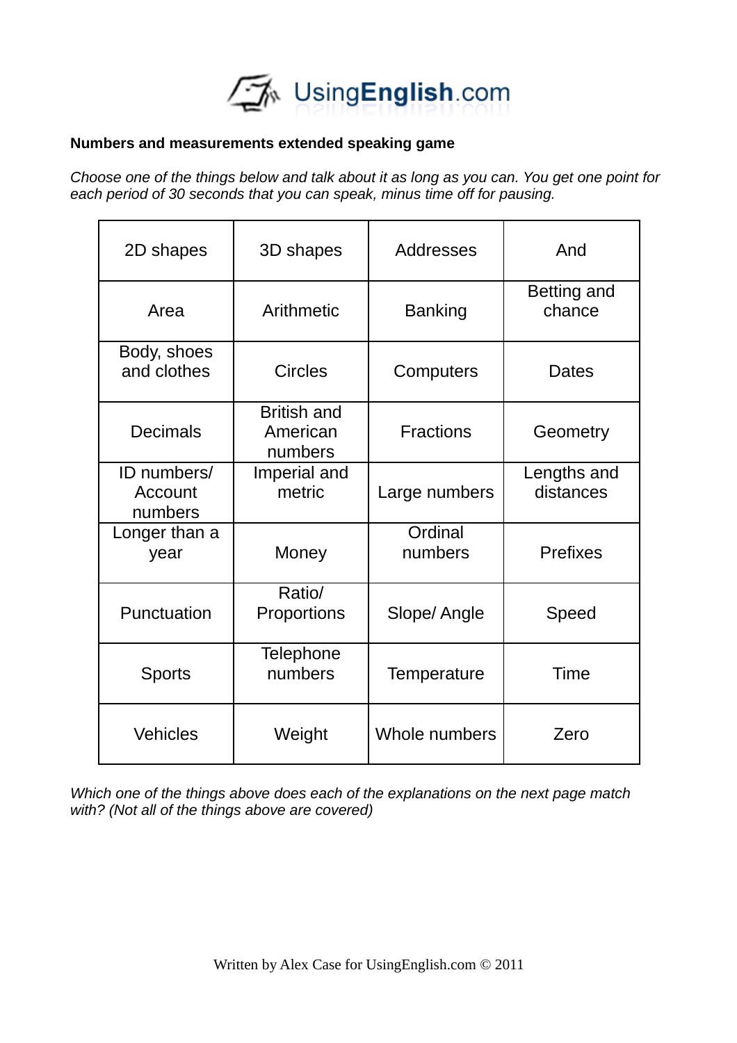UsingEnglish.com

**Numbers and measurements extended speaking game**

*Choose one of the things below and talk about it as long as you can. You get one point for each period of 30 seconds that you can speak, minus time off for pausing.*

| | | | |
|---|---|---|---|
| 2D shapes | 3D shapes | Addresses | And |
| Area | Arithmetic | Banking | Betting and chance |
| Body, shoes and clothes | Circles | Computers | Dates |
| Decimals | British and American numbers | Fractions | Geometry |
| ID numbers/ Account numbers | Imperial and metric | Large numbers | Lengths and distances |
| Longer than a year | Money | Ordinal numbers | Prefixes |
| Punctuation | Ratio/ Proportions | Slope/ Angle | Speed |
| Sports | Telephone numbers | Temperature | Time |
| Vehicles | Weight | Whole numbers | Zero |

*Which one of the things above does each of the explanations on the next page match with? (Not all of the things above are covered)*

Written by Alex Case for UsingEnglish.com © 2011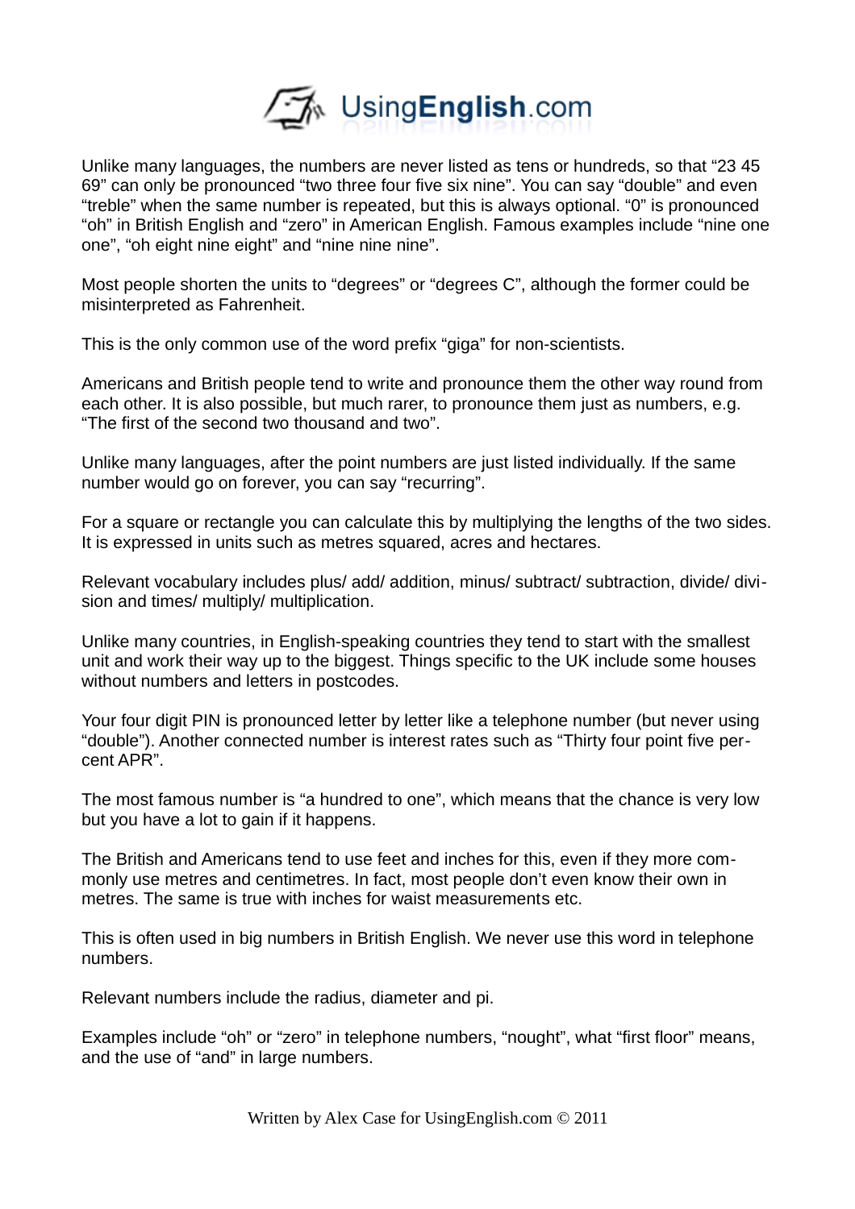Unlike many languages, the numbers are never listed as tens or hundreds, so that "23 45 69" can only be pronounced "two three four five six nine". You can say "double" and even "treble" when the same number is repeated, but this is always optional. "0" is pronounced "oh" in British English and "zero" in American English. Famous examples include "nine one one", "oh eight nine eight" and "nine nine nine".

Most people shorten the units to "degrees" or "degrees C", although the former could be misinterpreted as Fahrenheit.

This is the only common use of the word prefix "giga" for non-scientists.

Americans and British people tend to write and pronounce them the other way round from each other. It is also possible, but much rarer, to pronounce them just as numbers, e.g. "The first of the second two thousand and two".

Unlike many languages, after the point numbers are just listed individually. If the same number would go on forever, you can say "recurring".

For a square or rectangle you can calculate this by multiplying the lengths of the two sides. It is expressed in units such as metres squared, acres and hectares.

Relevant vocabulary includes plus/ add/ addition, minus/ subtract/ subtraction, divide/ division and times/ multiply/ multiplication.

Unlike many countries, in English-speaking countries they tend to start with the smallest unit and work their way up to the biggest. Things specific to the UK include some houses without numbers and letters in postcodes.

Your four digit PIN is pronounced letter by letter like a telephone number (but never using "double"). Another connected number is interest rates such as "Thirty four point five percent APR".

The most famous number is "a hundred to one", which means that the chance is very low but you have a lot to gain if it happens.

The British and Americans tend to use feet and inches for this, even if they more commonly use metres and centimetres. In fact, most people don't even know their own in metres. The same is true with inches for waist measurements etc.

This is often used in big numbers in British English. We never use this word in telephone numbers.

Relevant numbers include the radius, diameter and pi.

Examples include "oh" or "zero" in telephone numbers, "nought", what "first floor" means, and the use of "and" in large numbers.

Written by Alex Case for UsingEnglish.com © 2011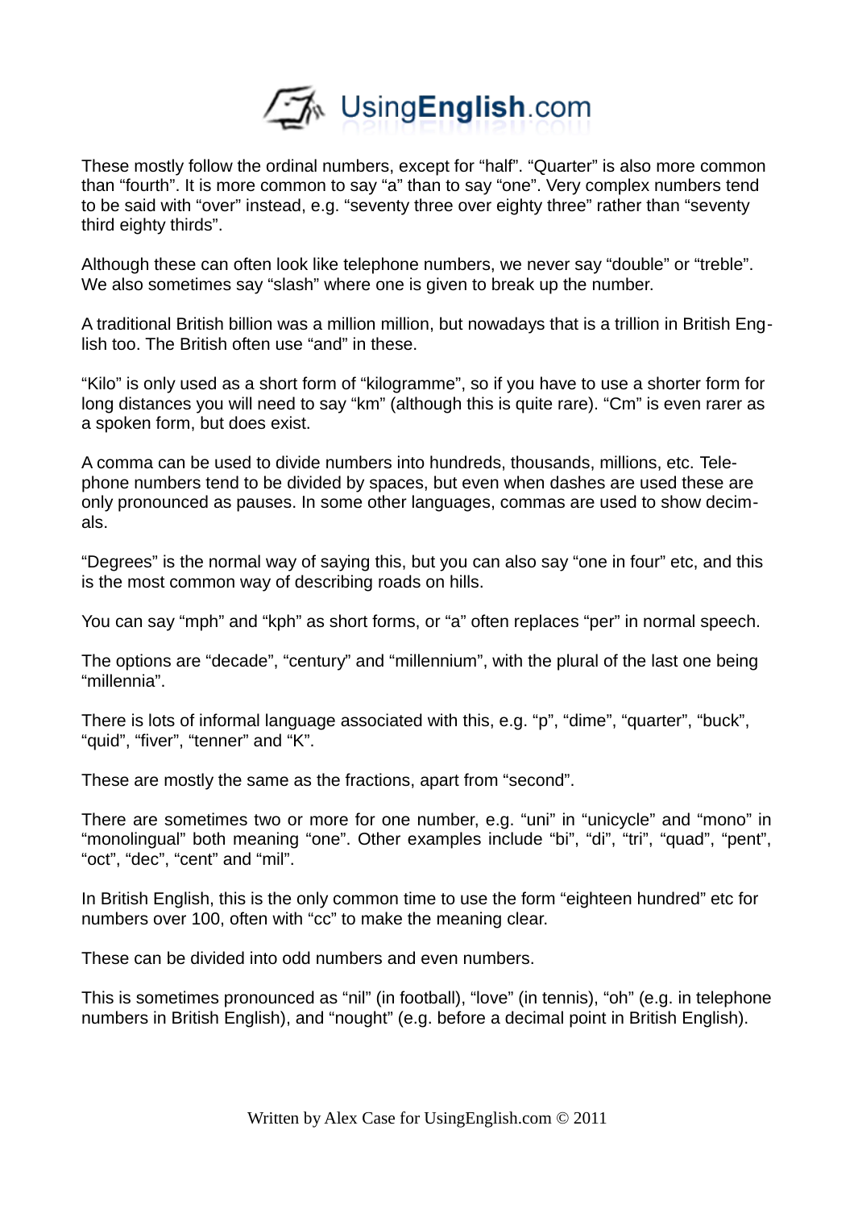These mostly follow the ordinal numbers, except for "half". "Quarter" is also more common than "fourth". It is more common to say "a" than to say "one". Very complex numbers tend to be said with "over" instead, e.g. "seventy three over eighty three" rather than "seventy third eighty thirds".

Although these can often look like telephone numbers, we never say "double" or "treble". We also sometimes say "slash" where one is given to break up the number.

A traditional British billion was a million million, but nowadays that is a trillion in British English too. The British often use "and" in these.

"Kilo" is only used as a short form of "kilogramme", so if you have to use a shorter form for long distances you will need to say "km" (although this is quite rare). "Cm" is even rarer as a spoken form, but does exist.

A comma can be used to divide numbers into hundreds, thousands, millions, etc. Telephone numbers tend to be divided by spaces, but even when dashes are used these are only pronounced as pauses. In some other languages, commas are used to show decimals.

"Degrees" is the normal way of saying this, but you can also say "one in four" etc, and this is the most common way of describing roads on hills.

You can say "mph" and "kph" as short forms, or "a" often replaces "per" in normal speech.

The options are "decade", "century" and "millennium", with the plural of the last one being "millennia".

There is lots of informal language associated with this, e.g. "p", "dime", "quarter", "buck", "quid", "fiver", "tenner" and "K".

These are mostly the same as the fractions, apart from "second".

There are sometimes two or more for one number, e.g. "uni" in "unicycle" and "mono" in "monolingual" both meaning "one". Other examples include "bi", "di", "tri", "quad", "pent", "oct", "dec", "cent" and "mil".

In British English, this is the only common time to use the form "eighteen hundred" etc for numbers over 100, often with "cc" to make the meaning clear.

These can be divided into odd numbers and even numbers.

This is sometimes pronounced as "nil" (in football), "love" (in tennis), "oh" (e.g. in telephone numbers in British English), and "nought" (e.g. before a decimal point in British English).

Written by Alex Case for UsingEnglish.com © 2011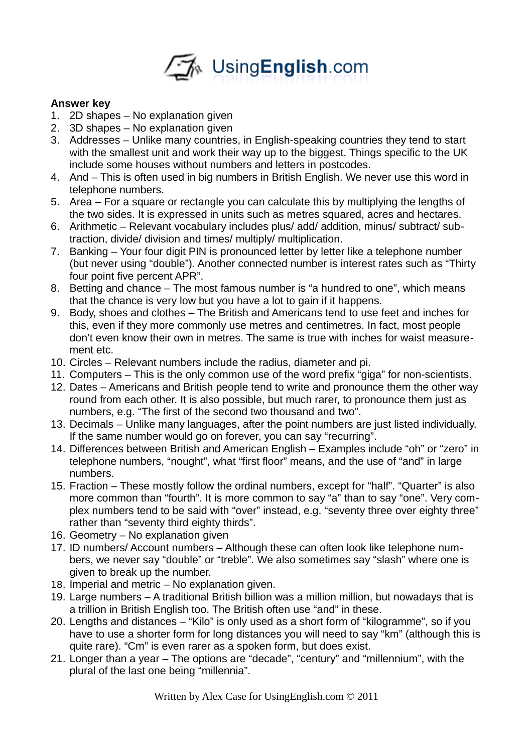**Answer key**

1. 2D shapes – No explanation given
2. 3D shapes – No explanation given
3. Addresses – Unlike many countries, in English-speaking countries they tend to start with the smallest unit and work their way up to the biggest. Things specific to the UK include some houses without numbers and letters in postcodes.
4. And – This is often used in big numbers in British English. We never use this word in telephone numbers.
5. Area – For a square or rectangle you can calculate this by multiplying the lengths of the two sides. It is expressed in units such as metres squared, acres and hectares.
6. Arithmetic – Relevant vocabulary includes plus/ add/ addition, minus/ subtract/ subtraction, divide/ division and times/ multiply/ multiplication.
7. Banking – Your four digit PIN is pronounced letter by letter like a telephone number (but never using "double"). Another connected number is interest rates such as "Thirty four point five percent APR".
8. Betting and chance – The most famous number is "a hundred to one", which means that the chance is very low but you have a lot to gain if it happens.
9. Body, shoes and clothes – The British and Americans tend to use feet and inches for this, even if they more commonly use metres and centimetres. In fact, most people don't even know their own in metres. The same is true with inches for waist measurement etc.
10. Circles – Relevant numbers include the radius, diameter and pi.
11. Computers – This is the only common use of the word prefix "giga" for non-scientists.
12. Dates – Americans and British people tend to write and pronounce them the other way round from each other. It is also possible, but much rarer, to pronounce them just as numbers, e.g. "The first of the second two thousand and two".
13. Decimals – Unlike many languages, after the point numbers are just listed individually. If the same number would go on forever, you can say "recurring".
14. Differences between British and American English – Examples include "oh" or "zero" in telephone numbers, "nought", what "first floor" means, and the use of "and" in large numbers.
15. Fraction – These mostly follow the ordinal numbers, except for "half". "Quarter" is also more common than "fourth". It is more common to say "a" than to say "one". Very complex numbers tend to be said with "over" instead, e.g. "seventy three over eighty three" rather than "seventy third eighty thirds".
16. Geometry – No explanation given
17. ID numbers/ Account numbers – Although these can often look like telephone numbers, we never say "double" or "treble". We also sometimes say "slash" where one is given to break up the number.
18. Imperial and metric – No explanation given.
19. Large numbers – A traditional British billion was a million million, but nowadays that is a trillion in British English too. The British often use "and" in these.
20. Lengths and distances – "Kilo" is only used as a short form of "kilogramme", so if you have to use a shorter form for long distances you will need to say "km" (although this is quite rare). "Cm" is even rarer as a spoken form, but does exist.
21. Longer than a year – The options are "decade", "century" and "millennium", with the plural of the last one being "millennia".

Written by Alex Case for UsingEnglish.com © 2011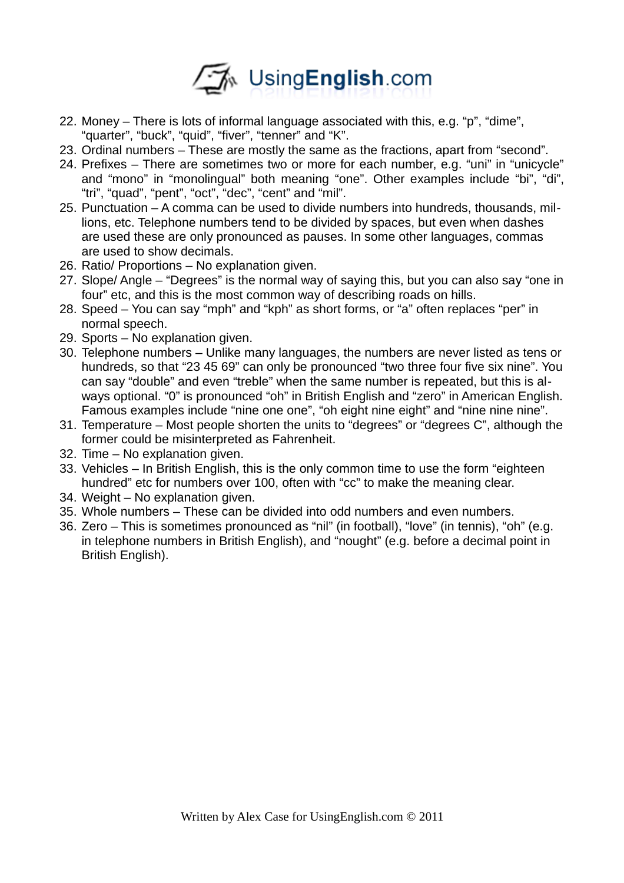22. Money – There is lots of informal language associated with this, e.g. “p”, “dime”, “quarter”, “buck”, “quid”, “fiver”, “tenner” and “K”.
23. Ordinal numbers – These are mostly the same as the fractions, apart from “second”.
24. Prefixes – There are sometimes two or more for each number, e.g. “uni” in “unicycle” and “mono” in “monolingual” both meaning “one”. Other examples include “bi”, “di”, “tri”, “quad”, “pent”, “oct”, “dec”, “cent” and “mil”.
25. Punctuation – A comma can be used to divide numbers into hundreds, thousands, millions, etc. Telephone numbers tend to be divided by spaces, but even when dashes are used these are only pronounced as pauses. In some other languages, commas are used to show decimals.
26. Ratio/ Proportions – No explanation given.
27. Slope/ Angle – “Degrees” is the normal way of saying this, but you can also say “one in four” etc, and this is the most common way of describing roads on hills.
28. Speed – You can say “mph” and “kph” as short forms, or “a” often replaces “per” in normal speech.
29. Sports – No explanation given.
30. Telephone numbers – Unlike many languages, the numbers are never listed as tens or hundreds, so that “23 45 69” can only be pronounced “two three four five six nine”. You can say “double” and even “treble” when the same number is repeated, but this is always optional. “0” is pronounced “oh” in British English and “zero” in American English. Famous examples include “nine one one”, “oh eight nine eight” and “nine nine nine”.
31. Temperature – Most people shorten the units to “degrees” or “degrees C”, although the former could be misinterpreted as Fahrenheit.
32. Time – No explanation given.
33. Vehicles – In British English, this is the only common time to use the form “eighteen hundred” etc for numbers over 100, often with “cc” to make the meaning clear.
34. Weight – No explanation given.
35. Whole numbers – These can be divided into odd numbers and even numbers.
36. Zero – This is sometimes pronounced as “nil” (in football), “love” (in tennis), “oh” (e.g. in telephone numbers in British English), and “nought” (e.g. before a decimal point in British English).